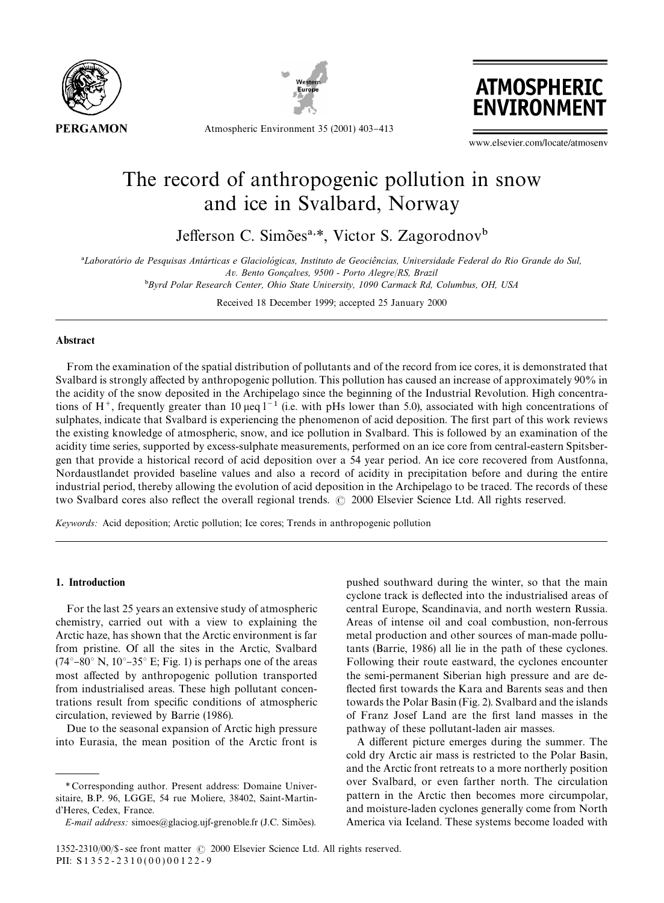# The record of anthropogenic pollution in snow and ice in Svalbard, Norway

Jefferson C. Simões[a,*], Victor S. Zagorodnov[b]

[a]Laboratório de Pesquisas Antárticas e Glaciológicas, Instituto de Geociências, Universidade Federal do Rio Grande do Sul, Av. Bento Gonçalves, 9500 - Porto Alegre/RS, Brazil

[b]Byrd Polar Research Center, Ohio State University, 1090 Carmack Rd, Columbus, OH, USA

Received 18 December 1999; accepted 25 January 2000

## Abstract

From the examination of the spatial distribution of pollutants and of the record from ice cores, it is demonstrated that Svalbard is strongly affected by anthropogenic pollution. This pollution has caused an increase of approximately 90% in the acidity of the snow deposited in the Archipelago since the beginning of the Industrial Revolution. High concentrations of $H^+$, frequently greater than 10 $\mu eq\, l^{-1}$ (i.e. with pHs lower than 5.0), associated with high concentrations of sulphates, indicate that Svalbard is experiencing the phenomenon of acid deposition. The first part of this work reviews the existing knowledge of atmospheric, snow, and ice pollution in Svalbard. This is followed by an examination of the acidity time series, supported by excess-sulphate measurements, performed on an ice core from central-eastern Spitsbergen that provide a historical record of acid deposition over a 54 year period. An ice core recovered from Austfonna, Nordaustlandet provided baseline values and also a record of acidity in precipitation before and during the entire industrial period, thereby allowing the evolution of acid deposition in the Archipelago to be traced. The records of these two Svalbard cores also reflect the overall regional trends. © 2000 Elsevier Science Ltd. All rights reserved.

*Keywords:* Acid deposition; Arctic pollution; Ice cores; Trends in anthropogenic pollution

## 1. Introduction

For the last 25 years an extensive study of atmospheric chemistry, carried out with a view to explaining the Arctic haze, has shown that the Arctic environment is far from pristine. Of all the sites in the Arctic, Svalbard (74°–80° N, 10°–35° E; Fig. 1) is perhaps one of the areas most affected by anthropogenic pollution transported from industrialised areas. These high pollutant concentrations result from specific conditions of atmospheric circulation, reviewed by Barrie (1986).

Due to the seasonal expansion of Arctic high pressure into Eurasia, the mean position of the Arctic front is pushed southward during the winter, so that the main cyclone track is deflected into the industrialised areas of central Europe, Scandinavia, and north western Russia. Areas of intense oil and coal combustion, non-ferrous metal production and other sources of man-made pollutants (Barrie, 1986) all lie in the path of these cyclones. Following their route eastward, the cyclones encounter the semi-permanent Siberian high pressure and are deflected first towards the Kara and Barents seas and then towards the Polar Basin (Fig. 2). Svalbard and the islands of Franz Josef Land are the first land masses in the pathway of these pollutant-laden air masses.

A different picture emerges during the summer. The cold dry Arctic air mass is restricted to the Polar Basin, and the Arctic front retreats to a more northerly position over Svalbard, or even farther north. The circulation pattern in the Arctic then becomes more circumpolar, and moisture-laden cyclones generally come from North America via Iceland. These systems become loaded with

* Corresponding author. Present address: Domaine Universitaire, B.P. 96, LGGE, 54 rue Moliere, 38402, Saint-Martin-d'Heres, Cedex, France.

*E-mail address:* simoes@glaciog.ujf-grenoble.fr (J.C. Simões).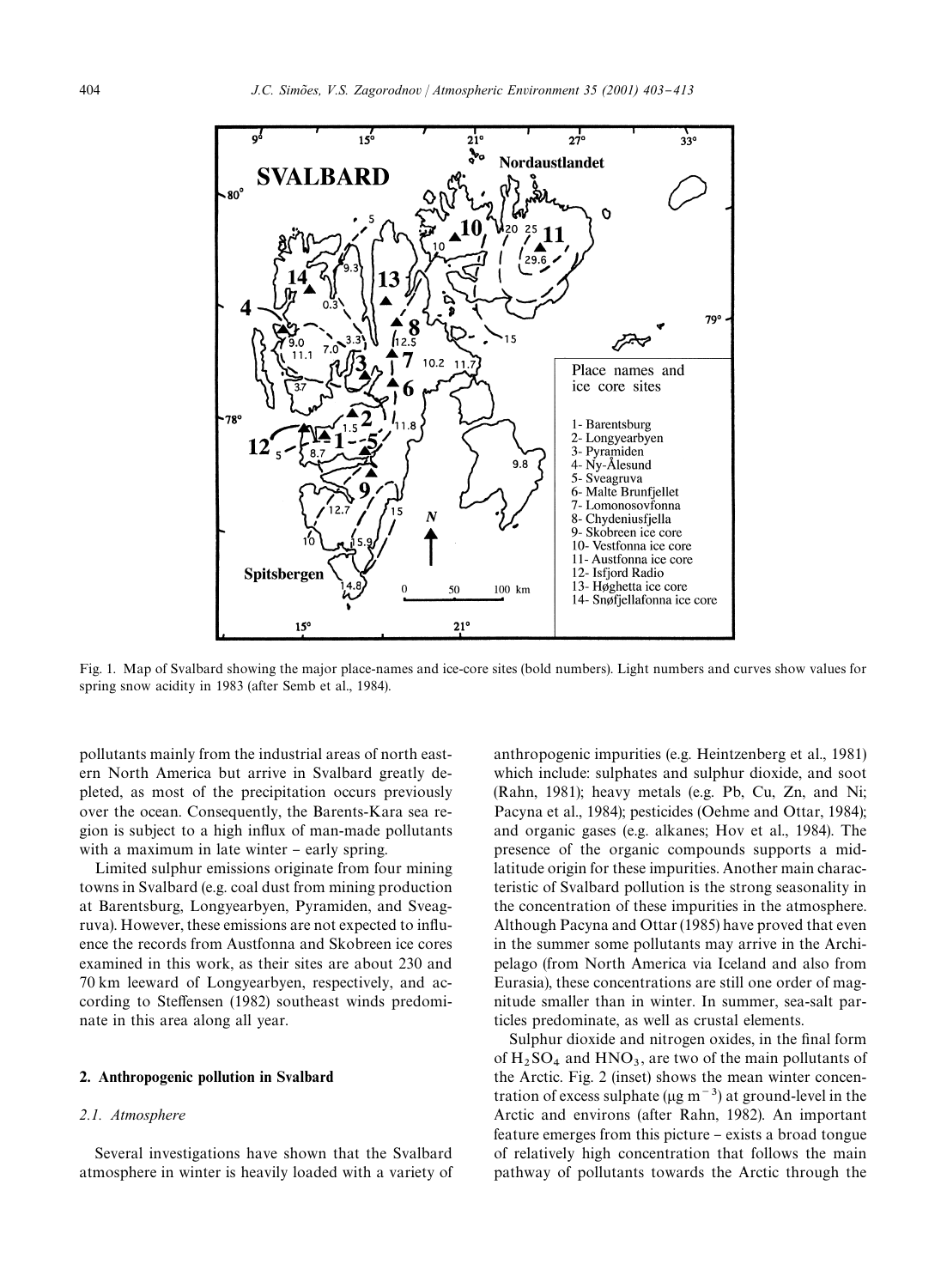Fig. 1. Map of Svalbard showing the major place-names and ice-core sites (bold numbers). Light numbers and curves show values for spring snow acidity in 1983 (after Semb et al., 1984).

pollutants mainly from the industrial areas of north eastern North America but arrive in Svalbard greatly depleted, as most of the precipitation occurs previously over the ocean. Consequently, the Barents-Kara sea region is subject to a high influx of man-made pollutants with a maximum in late winter – early spring.

Limited sulphur emissions originate from four mining towns in Svalbard (e.g. coal dust from mining production at Barentsburg, Longyearbyen, Pyramiden, and Sveagruva). However, these emissions are not expected to influence the records from Austfonna and Skobreen ice cores examined in this work, as their sites are about 230 and 70 km leeward of Longyearbyen, respectively, and according to Steffensen (1982) southeast winds predominate in this area along all year.

## 2. Anthropogenic pollution in Svalbard

### 2.1. Atmosphere

Several investigations have shown that the Svalbard atmosphere in winter is heavily loaded with a variety of anthropogenic impurities (e.g. Heintzenberg et al., 1981) which include: sulphates and sulphur dioxide, and soot (Rahn, 1981); heavy metals (e.g. Pb, Cu, Zn, and Ni; Pacyna et al., 1984); pesticides (Oehme and Ottar, 1984); and organic gases (e.g. alkanes; Hov et al., 1984). The presence of the organic compounds supports a mid-latitude origin for these impurities. Another main characteristic of Svalbard pollution is the strong seasonality in the concentration of these impurities in the atmosphere. Although Pacyna and Ottar (1985) have proved that even in the summer some pollutants may arrive in the Archipelago (from North America via Iceland and also from Eurasia), these concentrations are still one order of magnitude smaller than in winter. In summer, sea-salt particles predominate, as well as crustal elements.

Sulphur dioxide and nitrogen oxides, in the final form of $H_2SO_4$ and $HNO_3$, are two of the main pollutants of the Arctic. Fig. 2 (inset) shows the mean winter concentration of excess sulphate ($\mu g\ m^{-3}$) at ground-level in the Arctic and environs (after Rahn, 1982). An important feature emerges from this picture – exists a broad tongue of relatively high concentration that follows the main pathway of pollutants towards the Arctic through the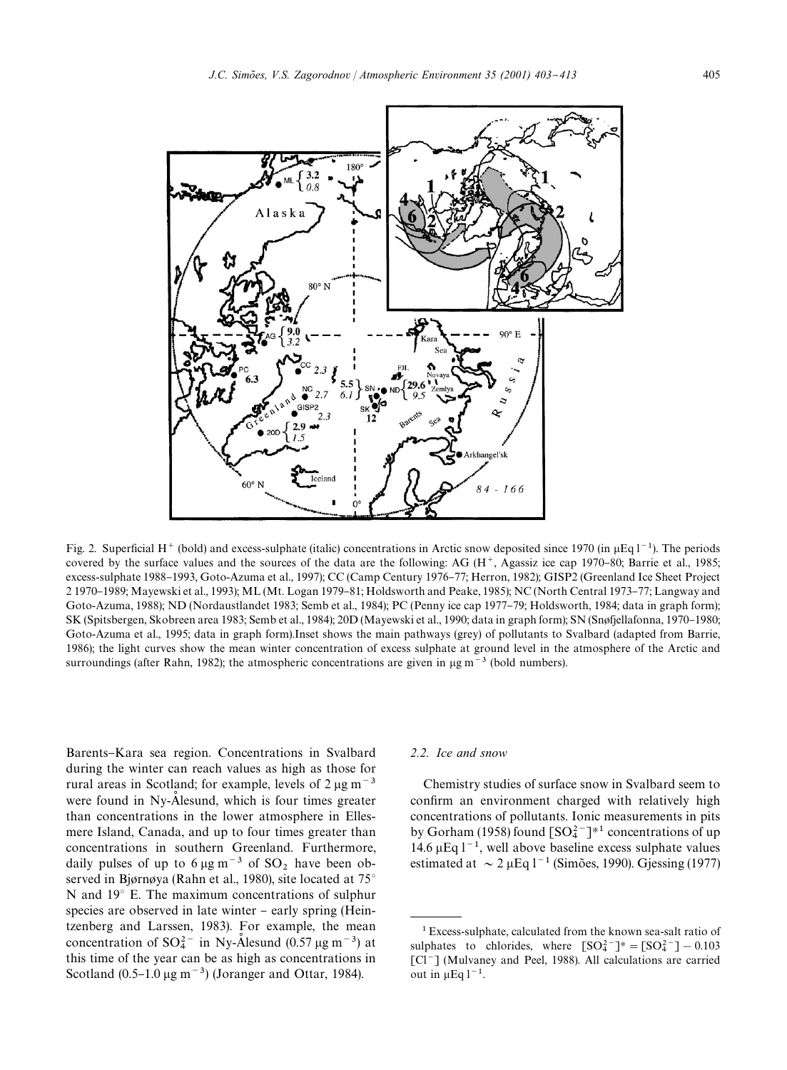Fig. 2. Superficial $H^+$ (bold) and excess-sulphate (italic) concentrations in Arctic snow deposited since 1970 (in $\mu Eq\ l^{-1}$). The periods covered by the surface values and the sources of the data are the following: AG ($H^+$, Agassiz ice cap 1970–80; Barrie et al., 1985; excess-sulphate 1988–1993, Goto-Azuma et al., 1997); CC (Camp Century 1976–77; Herron, 1982); GISP2 (Greenland Ice Sheet Project 2 1970–1989; Mayewski et al., 1993); ML (Mt. Logan 1979–81; Holdsworth and Peake, 1985); NC (North Central 1973–77; Langway and Goto-Azuma, 1988); ND (Nordaustlandet 1983; Semb et al., 1984); PC (Penny ice cap 1977–79; Holdsworth, 1984; data in graph form); SK (Spitsbergen, Skobreen area 1983; Semb et al., 1984); 20D (Mayewski et al., 1990; data in graph form); SN (Snøfjellafonna, 1970–1980; Goto-Azuma et al., 1995; data in graph form).Inset shows the main pathways (grey) of pollutants to Svalbard (adapted from Barrie, 1986); the light curves show the mean winter concentration of excess sulphate at ground level in the atmosphere of the Arctic and surroundings (after Rahn, 1982); the atmospheric concentrations are given in $\mu g\ m^{-3}$ (bold numbers).

Barents–Kara sea region. Concentrations in Svalbard during the winter can reach values as high as those for rural areas in Scotland; for example, levels of 2 $\mu g\ m^{-3}$ were found in Ny-Ålesund, which is four times greater than concentrations in the lower atmosphere in Ellesmere Island, Canada, and up to four times greater than concentrations in southern Greenland. Furthermore, daily pulses of up to 6 $\mu g\ m^{-3}$ of $SO_2$ have been observed in Bjørnøya (Rahn et al., 1980), site located at 75° N and 19° E. The maximum concentrations of sulphur species are observed in late winter – early spring (Heintzenberg and Larssen, 1983). For example, the mean concentration of $SO_4^{2-}$ in Ny-Ålesund (0.57 $\mu g\ m^{-3}$) at this time of the year can be as high as concentrations in Scotland (0.5–1.0 $\mu g\ m^{-3}$) (Joranger and Ottar, 1984).

### 2.2. Ice and snow

Chemistry studies of surface snow in Svalbard seem to confirm an environment charged with relatively high concentrations of pollutants. Ionic measurements in pits by Gorham (1958) found $[SO_4^{2-}]^*$[1] concentrations of up 14.6 $\mu Eq\ l^{-1}$, well above baseline excess sulphate values estimated at $\sim 2\ \mu Eq\ l^{-1}$ (Simões, 1990). Gjessing (1977)

[1] Excess-sulphate, calculated from the known sea-salt ratio of sulphates to chlorides, where $[SO_4^{2-}]^* = [SO_4^{2-}] - 0.103\ [Cl^-]$ (Mulvaney and Peel, 1988). All calculations are carried out in $\mu Eq\ l^{-1}$.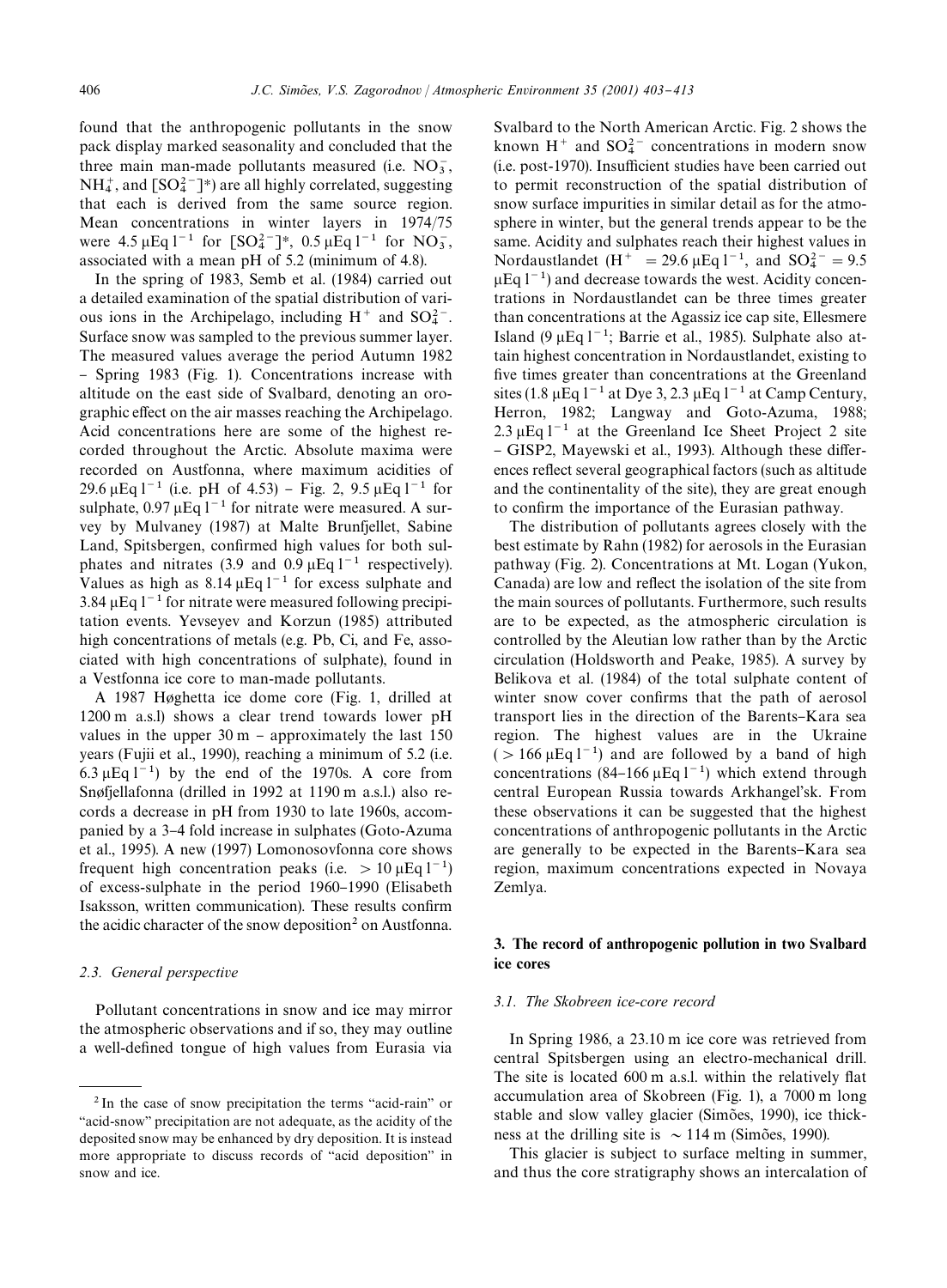found that the anthropogenic pollutants in the snow pack display marked seasonality and concluded that the three main man-made pollutants measured (i.e. $NO_3^-$, $NH_4^+$, and $[SO_4^{2-}]^*$) are all highly correlated, suggesting that each is derived from the same source region. Mean concentrations in winter layers in 1974/75 were 4.5 μEq $l^{-1}$ for $[SO_4^{2-}]^*$, 0.5 μEq $l^{-1}$ for $NO_3^-$, associated with a mean pH of 5.2 (minimum of 4.8).

In the spring of 1983, Semb et al. (1984) carried out a detailed examination of the spatial distribution of various ions in the Archipelago, including $H^+$ and $SO_4^{2-}$. Surface snow was sampled to the previous summer layer. The measured values average the period Autumn 1982 – Spring 1983 (Fig. 1). Concentrations increase with altitude on the east side of Svalbard, denoting an orographic effect on the air masses reaching the Archipelago. Acid concentrations here are some of the highest recorded throughout the Arctic. Absolute maxima were recorded on Austfonna, where maximum acidities of 29.6 μEq $l^{-1}$ (i.e. pH of 4.53) – Fig. 2, 9.5 μEq $l^{-1}$ for sulphate, 0.97 μEq $l^{-1}$ for nitrate were measured. A survey by Mulvaney (1987) at Malte Brunfjellet, Sabine Land, Spitsbergen, confirmed high values for both sulphates and nitrates (3.9 and 0.9 μEq $l^{-1}$ respectively). Values as high as 8.14 μEq $l^{-1}$ for excess sulphate and 3.84 μEq $l^{-1}$ for nitrate were measured following precipitation events. Yevseyev and Korzun (1985) attributed high concentrations of metals (e.g. Pb, Ci, and Fe, associated with high concentrations of sulphate), found in a Vestfonna ice core to man-made pollutants.

A 1987 Høghetta ice dome core (Fig. 1, drilled at 1200 m a.s.l) shows a clear trend towards lower pH values in the upper 30 m – approximately the last 150 years (Fujii et al., 1990), reaching a minimum of 5.2 (i.e. 6.3 μEq $l^{-1}$) by the end of the 1970s. A core from Snøfjellafonna (drilled in 1992 at 1190 m a.s.l.) also records a decrease in pH from 1930 to late 1960s, accompanied by a 3–4 fold increase in sulphates (Goto-Azuma et al., 1995). A new (1997) Lomonosovfonna core shows frequent high concentration peaks (i.e. > 10 μEq $l^{-1}$) of excess-sulphate in the period 1960–1990 (Elisabeth Isaksson, written communication). These results confirm the acidic character of the snow deposition[2] on Austfonna.

### 2.3. General perspective

Pollutant concentrations in snow and ice may mirror the atmospheric observations and if so, they may outline a well-defined tongue of high values from Eurasia via Svalbard to the North American Arctic. Fig. 2 shows the known $H^+$ and $SO_4^{2-}$ concentrations in modern snow (i.e. post-1970). Insufficient studies have been carried out to permit reconstruction of the spatial distribution of snow surface impurities in similar detail as for the atmosphere in winter, but the general trends appear to be the same. Acidity and sulphates reach their highest values in Nordaustlandet ($H^+$ = 29.6 μEq $l^{-1}$, and $SO_4^{2-}$ = 9.5 μEq $l^{-1}$) and decrease towards the west. Acidity concentrations in Nordaustlandet can be three times greater than concentrations at the Agassiz ice cap site, Ellesmere Island (9 μEq $l^{-1}$; Barrie et al., 1985). Sulphate also attain highest concentration in Nordaustlandet, existing to five times greater than concentrations at the Greenland sites (1.8 μEq $l^{-1}$ at Dye 3, 2.3 μEq $l^{-1}$ at Camp Century, Herron, 1982; Langway and Goto-Azuma, 1988; 2.3 μEq $l^{-1}$ at the Greenland Ice Sheet Project 2 site – GISP2, Mayewski et al., 1993). Although these differences reflect several geographical factors (such as altitude and the continentality of the site), they are great enough to confirm the importance of the Eurasian pathway.

The distribution of pollutants agrees closely with the best estimate by Rahn (1982) for aerosols in the Eurasian pathway (Fig. 2). Concentrations at Mt. Logan (Yukon, Canada) are low and reflect the isolation of the site from the main sources of pollutants. Furthermore, such results are to be expected, as the atmospheric circulation is controlled by the Aleutian low rather than by the Arctic circulation (Holdsworth and Peake, 1985). A survey by Belikova et al. (1984) of the total sulphate content of winter snow cover confirms that the path of aerosol transport lies in the direction of the Barents–Kara sea region. The highest values are in the Ukraine (> 166 μEq $l^{-1}$) and are followed by a band of high concentrations (84–166 μEq $l^{-1}$) which extend through central European Russia towards Arkhangel'sk. From these observations it can be suggested that the highest concentrations of anthropogenic pollutants in the Arctic are generally to be expected in the Barents–Kara sea region, maximum concentrations expected in Novaya Zemlya.

## 3. The record of anthropogenic pollution in two Svalbard ice cores

### 3.1. The Skobreen ice-core record

In Spring 1986, a 23.10 m ice core was retrieved from central Spitsbergen using an electro-mechanical drill. The site is located 600 m a.s.l. within the relatively flat accumulation area of Skobreen (Fig. 1), a 7000 m long stable and slow valley glacier (Simões, 1990), ice thickness at the drilling site is ~ 114 m (Simões, 1990).

This glacier is subject to surface melting in summer, and thus the core stratigraphy shows an intercalation of

---

[2] In the case of snow precipitation the terms "acid-rain" or "acid-snow" precipitation are not adequate, as the acidity of the deposited snow may be enhanced by dry deposition. It is instead more appropriate to discuss records of "acid deposition" in snow and ice.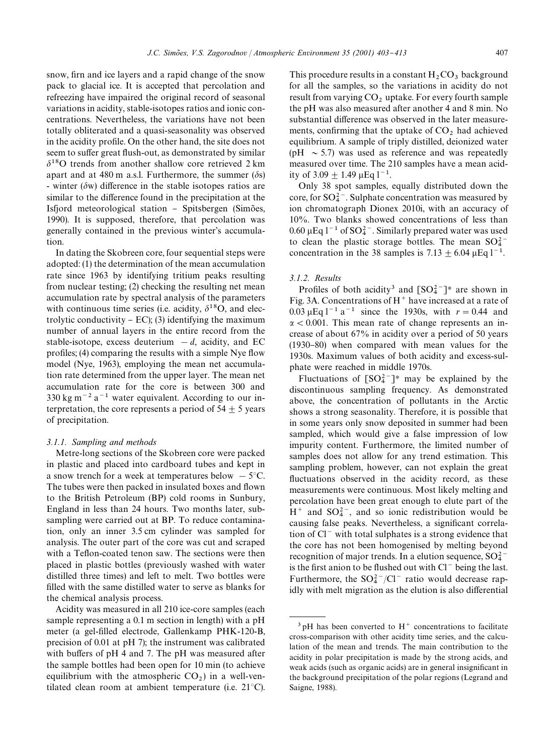snow, firn and ice layers and a rapid change of the snow pack to glacial ice. It is accepted that percolation and refreezing have impaired the original record of seasonal variations in acidity, stable-isotopes ratios and ionic concentrations. Nevertheless, the variations have not been totally obliterated and a quasi-seasonality was observed in the acidity profile. On the other hand, the site does not seem to suffer great flush-out, as demonstrated by similar $\delta^{18}O$ trends from another shallow core retrieved 2 km apart and at 480 m a.s.l. Furthermore, the summer ($\delta$s) - winter ($\delta$w) difference in the stable isotopes ratios are similar to the difference found in the precipitation at the Isfjord meteorological station – Spitsbergen (Simões, 1990). It is supposed, therefore, that percolation was generally contained in the previous winter's accumulation.

In dating the Skobreen core, four sequential steps were adopted: (1) the determination of the mean accumulation rate since 1963 by identifying tritium peaks resulting from nuclear testing; (2) checking the resulting net mean accumulation rate by spectral analysis of the parameters with continuous time series (i.e. acidity, $\delta^{18}O$, and electrolytic conductivity – EC); (3) identifying the maximum number of annual layers in the entire record from the stable-isotope, excess deuterium $- d$, acidity, and EC profiles; (4) comparing the results with a simple Nye flow model (Nye, 1963), employing the mean net accumulation rate determined from the upper layer. The mean net accumulation rate for the core is between 300 and 330 $kg\ m^{-2}\ a^{-1}$ water equivalent. According to our interpretation, the core represents a period of $54 \pm 5$ years of precipitation.

#### 3.1.1. Sampling and methods

Metre-long sections of the Skobreen core were packed in plastic and placed into cardboard tubes and kept in a snow trench for a week at temperatures below $-5°C$. The tubes were then packed in insulated boxes and flown to the British Petroleum (BP) cold rooms in Sunbury, England in less than 24 hours. Two months later, subsampling were carried out at BP. To reduce contamination, only an inner 3.5 cm cylinder was sampled for analysis. The outer part of the core was cut and scraped with a Teflon-coated tenon saw. The sections were then placed in plastic bottles (previously washed with water distilled three times) and left to melt. Two bottles were filled with the same distilled water to serve as blanks for the chemical analysis process.

Acidity was measured in all 210 ice-core samples (each sample representing a 0.1 m section in length) with a pH meter (a gel-filled electrode, Gallenkamp PHK-120-B, precision of 0.01 at pH 7); the instrument was calibrated with buffers of pH 4 and 7. The pH was measured after the sample bottles had been open for 10 min (to achieve equilibrium with the atmospheric $CO_2$) in a well-ventilated clean room at ambient temperature (i.e. 21°C). This procedure results in a constant $H_2CO_3$ background for all the samples, so the variations in acidity do not result from varying $CO_2$ uptake. For every fourth sample the pH was also measured after another 4 and 8 min. No substantial difference was observed in the later measurements, confirming that the uptake of $CO_2$ had achieved equilibrium. A sample of triply distilled, deionized water (pH $\sim 5.7$) was used as reference and was repeatedly measured over time. The 210 samples have a mean acidity of $3.09 \pm 1.49\ \mu Eq\ l^{-1}$.

Only 38 spot samples, equally distributed down the core, for $SO_4^{2-}$. Sulphate concentration was measured by ion chromatograph Dionex 2010i, with an accuracy of 10%. Two blanks showed concentrations of less than $0.60\ \mu Eq\ l^{-1}$ of $SO_4^{2-}$. Similarly prepared water was used to clean the plastic storage bottles. The mean $SO_4^{2-}$ concentration in the 38 samples is $7.13 \pm 6.04\ \mu Eq\ l^{-1}$.

#### 3.1.2. Results

Profiles of both acidity[3] and $[SO_4^{2-}]^*$ are shown in Fig. 3A. Concentrations of $H^+$ have increased at a rate of $0.03\ \mu Eq\ l^{-1}\ a^{-1}$ since the 1930s, with $r = 0.44$ and $\alpha < 0.001$. This mean rate of change represents an increase of about 67% in acidity over a period of 50 years (1930–80) when compared with mean values for the 1930s. Maximum values of both acidity and excess-sulphate were reached in middle 1970s.

Fluctuations of $[SO_4^{2-}]^*$ may be explained by the discontinuous sampling frequency. As demonstrated above, the concentration of pollutants in the Arctic shows a strong seasonality. Therefore, it is possible that in some years only snow deposited in summer had been sampled, which would give a false impression of low impurity content. Furthermore, the limited number of samples does not allow for any trend estimation. This sampling problem, however, can not explain the great fluctuations observed in the acidity record, as these measurements were continuous. Most likely melting and percolation have been great enough to elute part of the $H^+$ and $SO_4^{2-}$, and so ionic redistribution would be causing false peaks. Nevertheless, a significant correlation of $Cl^-$ with total sulphates is a strong evidence that the core has not been homogenised by melting beyond recognition of major trends. In a elution sequence, $SO_4^{2-}$ is the first anion to be flushed out with $Cl^-$ being the last. Furthermore, the $SO_4^{2-}/Cl^-$ ratio would decrease rapidly with melt migration as the elution is also differential

[3] pH has been converted to $H^+$ concentrations to facilitate cross-comparison with other acidity time series, and the calculation of the mean and trends. The main contribution to the acidity in polar precipitation is made by the strong acids, and weak acids (such as organic acids) are in general insignificant in the background precipitation of the polar regions (Legrand and Saigne, 1988).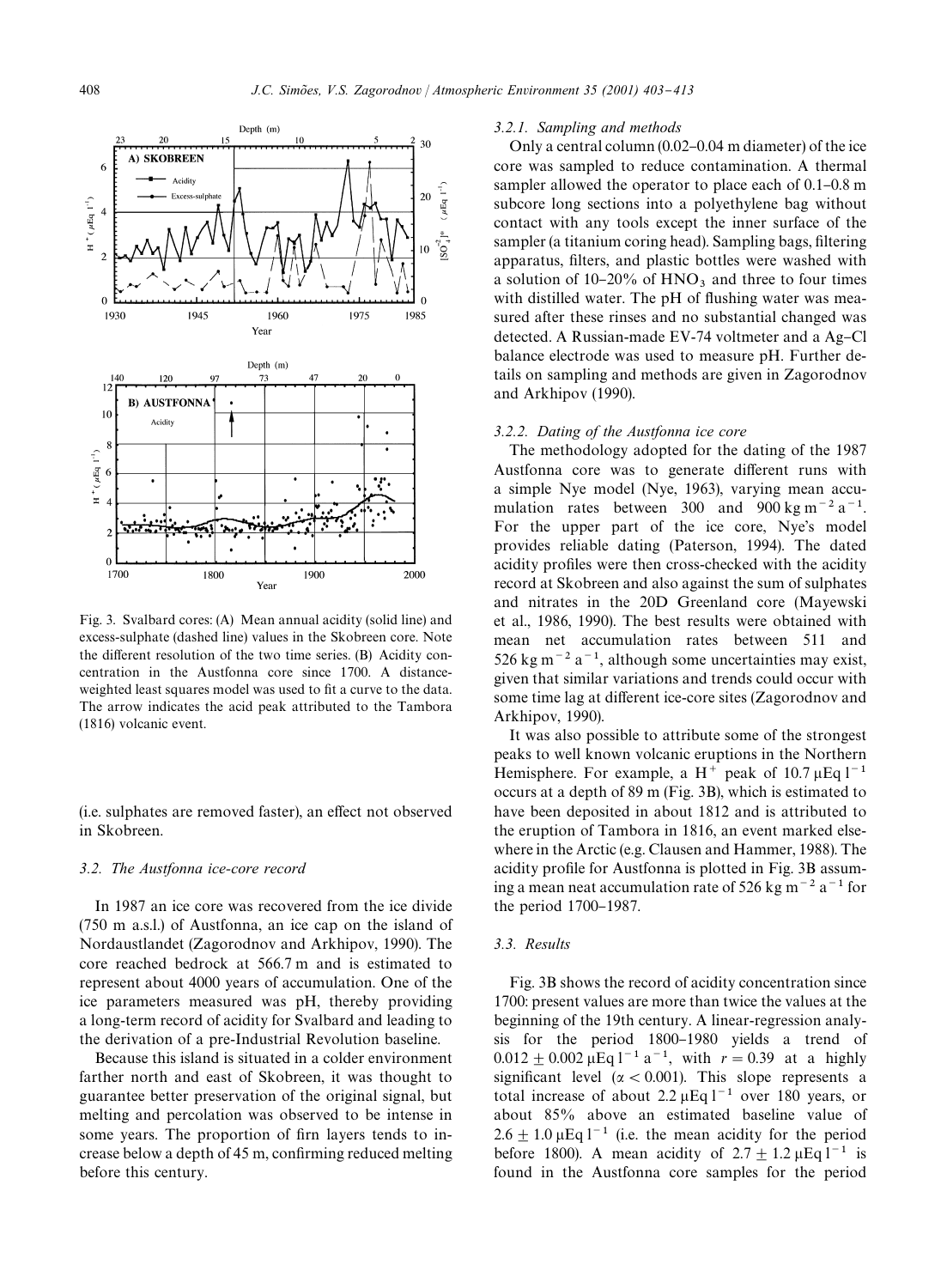Fig. 3. Svalbard cores: (A) Mean annual acidity (solid line) and excess-sulphate (dashed line) values in the Skobreen core. Note the different resolution of the two time series. (B) Acidity concentration in the Austfonna core since 1700. A distance-weighted least squares model was used to fit a curve to the data. The arrow indicates the acid peak attributed to the Tambora (1816) volcanic event.

(i.e. sulphates are removed faster), an effect not observed in Skobreen.

### 3.2. The Austfonna ice-core record

In 1987 an ice core was recovered from the ice divide (750 m a.s.l.) of Austfonna, an ice cap on the island of Nordaustlandet (Zagorodnov and Arkhipov, 1990). The core reached bedrock at 566.7 m and is estimated to represent about 4000 years of accumulation. One of the ice parameters measured was pH, thereby providing a long-term record of acidity for Svalbard and leading to the derivation of a pre-Industrial Revolution baseline.

Because this island is situated in a colder environment farther north and east of Skobreen, it was thought to guarantee better preservation of the original signal, but melting and percolation was observed to be intense in some years. The proportion of firn layers tends to increase below a depth of 45 m, confirming reduced melting before this century.

#### 3.2.1. Sampling and methods

Only a central column (0.02–0.04 m diameter) of the ice core was sampled to reduce contamination. A thermal sampler allowed the operator to place each of 0.1–0.8 m subcore long sections into a polyethylene bag without contact with any tools except the inner surface of the sampler (a titanium coring head). Sampling bags, filtering apparatus, filters, and plastic bottles were washed with a solution of 10–20% of $HNO_3$ and three to four times with distilled water. The pH of flushing water was measured after these rinses and no substantial changed was detected. A Russian-made EV-74 voltmeter and a Ag–Cl balance electrode was used to measure pH. Further details on sampling and methods are given in Zagorodnov and Arkhipov (1990).

#### 3.2.2. Dating of the Austfonna ice core

The methodology adopted for the dating of the 1987 Austfonna core was to generate different runs with a simple Nye model (Nye, 1963), varying mean accumulation rates between 300 and 900 $kg\,m^{-2}\,a^{-1}$. For the upper part of the ice core, Nye's model provides reliable dating (Paterson, 1994). The dated acidity profiles were then cross-checked with the acidity record at Skobreen and also against the sum of sulphates and nitrates in the 20D Greenland core (Mayewski et al., 1986, 1990). The best results were obtained with mean net accumulation rates between 511 and 526 $kg\,m^{-2}\,a^{-1}$, although some uncertainties may exist, given that similar variations and trends could occur with some time lag at different ice-core sites (Zagorodnov and Arkhipov, 1990).

It was also possible to attribute some of the strongest peaks to well known volcanic eruptions in the Northern Hemisphere. For example, a $H^+$ peak of 10.7 $\mu Eq\,l^{-1}$ occurs at a depth of 89 m (Fig. 3B), which is estimated to have been deposited in about 1812 and is attributed to the eruption of Tambora in 1816, an event marked elsewhere in the Arctic (e.g. Clausen and Hammer, 1988). The acidity profile for Austfonna is plotted in Fig. 3B assuming a mean neat accumulation rate of 526 $kg\,m^{-2}\,a^{-1}$ for the period 1700–1987.

### 3.3. Results

Fig. 3B shows the record of acidity concentration since 1700: present values are more than twice the values at the beginning of the 19th century. A linear-regression analysis for the period 1800–1980 yields a trend of $0.012 \pm 0.002\,\mu Eq\,l^{-1}\,a^{-1}$, with $r = 0.39$ at a highly significant level ($\alpha < 0.001$). This slope represents a total increase of about 2.2 $\mu Eq\,l^{-1}$ over 180 years, or about 85% above an estimated baseline value of $2.6 \pm 1.0\,\mu Eq\,l^{-1}$ (i.e. the mean acidity for the period before 1800). A mean acidity of $2.7 \pm 1.2\,\mu Eq\,l^{-1}$ is found in the Austfonna core samples for the period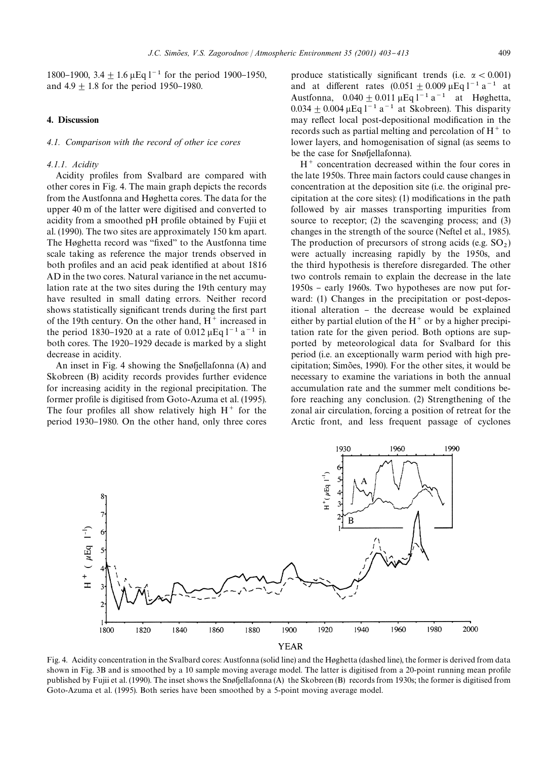1800–1900, $3.4 \pm 1.6\ \mu Eq\ l^{-1}$ for the period 1900–1950, and $4.9 \pm 1.8$ for the period 1950–1980.

## 4. Discussion

### 4.1. Comparison with the record of other ice cores

#### 4.1.1. Acidity

Acidity profiles from Svalbard are compared with other cores in Fig. 4. The main graph depicts the records from the Austfonna and Høghetta cores. The data for the upper 40 m of the latter were digitised and converted to acidity from a smoothed pH profile obtained by Fujii et al. (1990). The two sites are approximately 150 km apart. The Høghetta record was "fixed" to the Austfonna time scale taking as reference the major trends observed in both profiles and an acid peak identified at about 1816 AD in the two cores. Natural variance in the net accumulation rate at the two sites during the 19th century may have resulted in small dating errors. Neither record shows statistically significant trends during the first part of the 19th century. On the other hand, $H^+$ increased in the period 1830–1920 at a rate of $0.012\ \mu Eq\ l^{-1}\ a^{-1}$ in both cores. The 1920–1929 decade is marked by a slight decrease in acidity.

An inset in Fig. 4 showing the Snøfjellafonna (A) and Skobreen (B) acidity records provides further evidence for increasing acidity in the regional precipitation. The former profile is digitised from Goto-Azuma et al. (1995). The four profiles all show relatively high $H^+$ for the period 1930–1980. On the other hand, only three cores produce statistically significant trends (i.e. $\alpha < 0.001$) and at different rates ($0.051 \pm 0.009\ \mu Eq\ l^{-1}\ a^{-1}$ at Austfonna, $0.040 \pm 0.011\ \mu Eq\ l^{-1}\ a^{-1}$ at Høghetta, $0.034 \pm 0.004\ \mu Eq\ l^{-1}\ a^{-1}$ at Skobreen). This disparity may reflect local post-depositional modification in the records such as partial melting and percolation of $H^+$ to lower layers, and homogenisation of signal (as seems to be the case for Snøfjellafonna).

$H^+$ concentration decreased within the four cores in the late 1950s. Three main factors could cause changes in concentration at the deposition site (i.e. the original precipitation at the core sites): (1) modifications in the path followed by air masses transporting impurities from source to receptor; (2) the scavenging process; and (3) changes in the strength of the source (Neftel et al., 1985). The production of precursors of strong acids (e.g. $SO_2$) were actually increasing rapidly by the 1950s, and the third hypothesis is therefore disregarded. The other two controls remain to explain the decrease in the late 1950s – early 1960s. Two hypotheses are now put forward: (1) Changes in the precipitation or post-depositional alteration – the decrease would be explained either by partial elution of the $H^+$ or by a higher precipitation rate for the given period. Both options are supported by meteorological data for Svalbard for this period (i.e. an exceptionally warm period with high precipitation; Simões, 1990). For the other sites, it would be necessary to examine the variations in both the annual accumulation rate and the summer melt conditions before reaching any conclusion. (2) Strengthening of the zonal air circulation, forcing a position of retreat for the Arctic front, and less frequent passage of cyclones

Fig. 4. Acidity concentration in the Svalbard cores: Austfonna (solid line) and the Høghetta (dashed line), the former is derived from data shown in Fig. 3B and is smoothed by a 10 sample moving average model. The latter is digitised from a 20-point running mean profile published by Fujii et al. (1990). The inset shows the Snøfjellafonna (A) the Skobreen (B) records from 1930s; the former is digitised from Goto-Azuma et al. (1995). Both series have been smoothed by a 5-point moving average model.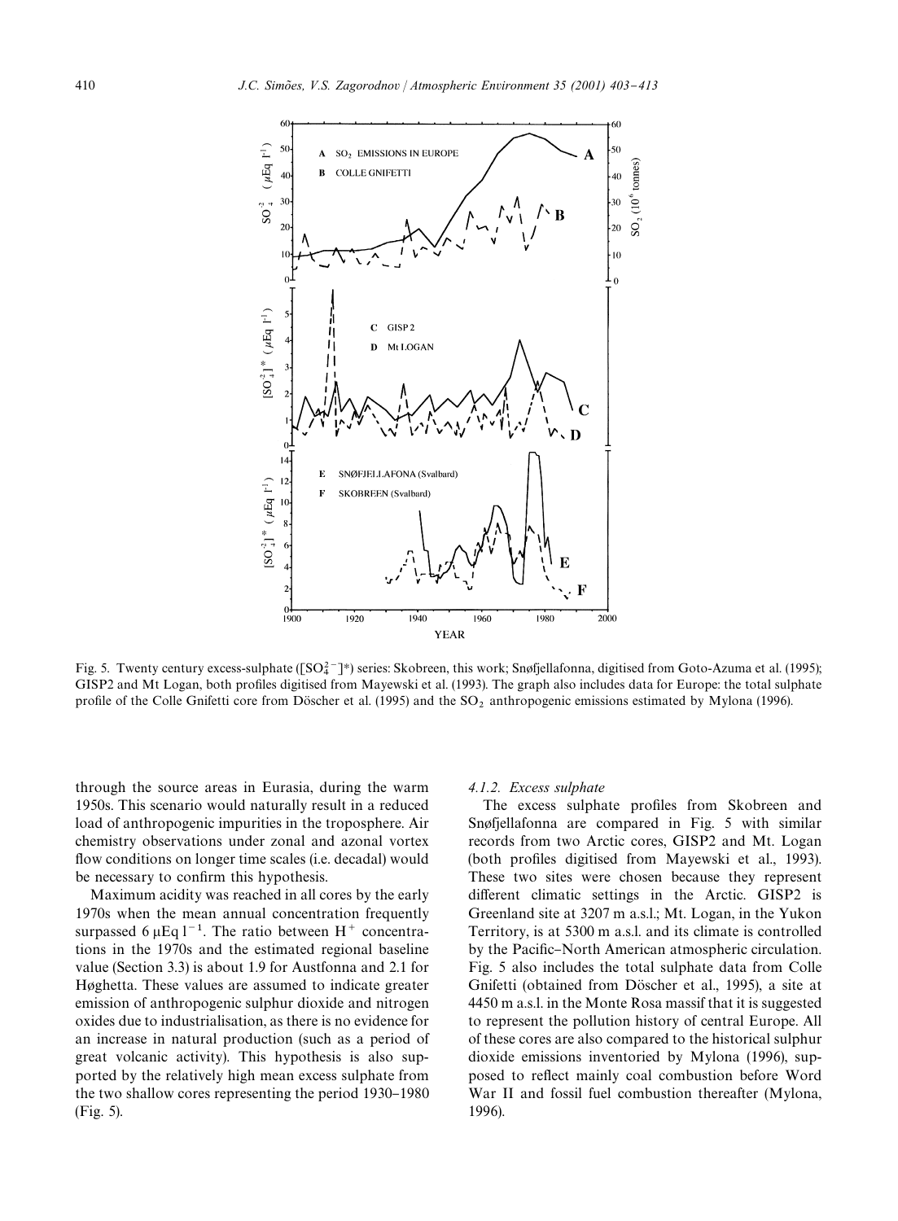Fig. 5. Twenty century excess-sulphate ($[SO_4^{2-}]^*$) series: Skobreen, this work; Snøfjellafonna, digitised from Goto-Azuma et al. (1995); GISP2 and Mt Logan, both profiles digitised from Mayewski et al. (1993). The graph also includes data for Europe: the total sulphate profile of the Colle Gnifetti core from Döscher et al. (1995) and the $SO_2$ anthropogenic emissions estimated by Mylona (1996).

through the source areas in Eurasia, during the warm 1950s. This scenario would naturally result in a reduced load of anthropogenic impurities in the troposphere. Air chemistry observations under zonal and azonal vortex flow conditions on longer time scales (i.e. decadal) would be necessary to confirm this hypothesis.

Maximum acidity was reached in all cores by the early 1970s when the mean annual concentration frequently surpassed 6 $\mu Eq\, l^{-1}$. The ratio between $H^+$ concentrations in the 1970s and the estimated regional baseline value (Section 3.3) is about 1.9 for Austfonna and 2.1 for Høghetta. These values are assumed to indicate greater emission of anthropogenic sulphur dioxide and nitrogen oxides due to industrialisation, as there is no evidence for an increase in natural production (such as a period of great volcanic activity). This hypothesis is also supported by the relatively high mean excess sulphate from the two shallow cores representing the period 1930–1980 (Fig. 5).

#### 4.1.2. Excess sulphate

The excess sulphate profiles from Skobreen and Snøfjellafonna are compared in Fig. 5 with similar records from two Arctic cores, GISP2 and Mt. Logan (both profiles digitised from Mayewski et al., 1993). These two sites were chosen because they represent different climatic settings in the Arctic. GISP2 is Greenland site at 3207 m a.s.l.; Mt. Logan, in the Yukon Territory, is at 5300 m a.s.l. and its climate is controlled by the Pacific–North American atmospheric circulation. Fig. 5 also includes the total sulphate data from Colle Gnifetti (obtained from Döscher et al., 1995), a site at 4450 m a.s.l. in the Monte Rosa massif that it is suggested to represent the pollution history of central Europe. All of these cores are also compared to the historical sulphur dioxide emissions inventoried by Mylona (1996), supposed to reflect mainly coal combustion before Word War II and fossil fuel combustion thereafter (Mylona, 1996).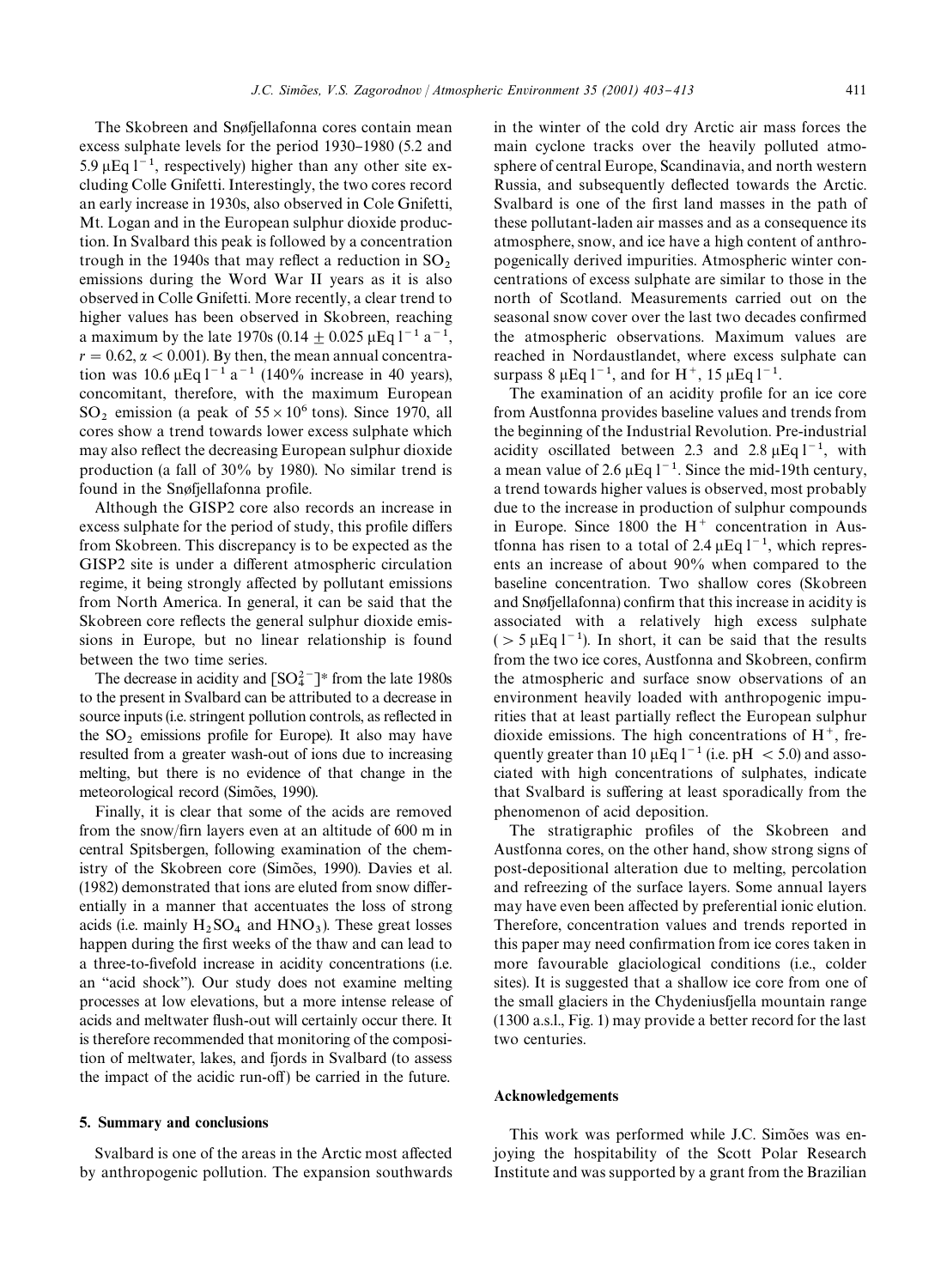The Skobreen and Snøfjellafonna cores contain mean excess sulphate levels for the period 1930–1980 (5.2 and 5.9 $\mu Eq\,l^{-1}$, respectively) higher than any other site excluding Colle Gnifetti. Interestingly, the two cores record an early increase in 1930s, also observed in Cole Gnifetti, Mt. Logan and in the European sulphur dioxide production. In Svalbard this peak is followed by a concentration trough in the 1940s that may reflect a reduction in $SO_2$ emissions during the Word War II years as it is also observed in Colle Gnifetti. More recently, a clear trend to higher values has been observed in Skobreen, reaching a maximum by the late 1970s ($0.14 \pm 0.025\ \mu Eq\,l^{-1}\,a^{-1}$, $r = 0.62$, $\alpha < 0.001$). By then, the mean annual concentration was 10.6 $\mu Eq\,l^{-1}\,a^{-1}$ (140% increase in 40 years), concomitant, therefore, with the maximum European $SO_2$ emission (a peak of $55 \times 10^6$ tons). Since 1970, all cores show a trend towards lower excess sulphate which may also reflect the decreasing European sulphur dioxide production (a fall of 30% by 1980). No similar trend is found in the Snøfjellafonna profile.

Although the GISP2 core also records an increase in excess sulphate for the period of study, this profile differs from Skobreen. This discrepancy is to be expected as the GISP2 site is under a different atmospheric circulation regime, it being strongly affected by pollutant emissions from North America. In general, it can be said that the Skobreen core reflects the general sulphur dioxide emissions in Europe, but no linear relationship is found between the two time series.

The decrease in acidity and $[SO_4^{2-}]^*$ from the late 1980s to the present in Svalbard can be attributed to a decrease in source inputs (i.e. stringent pollution controls, as reflected in the $SO_2$ emissions profile for Europe). It also may have resulted from a greater wash-out of ions due to increasing melting, but there is no evidence of that change in the meteorological record (Simões, 1990).

Finally, it is clear that some of the acids are removed from the snow/firn layers even at an altitude of 600 m in central Spitsbergen, following examination of the chemistry of the Skobreen core (Simões, 1990). Davies et al. (1982) demonstrated that ions are eluted from snow differentially in a manner that accentuates the loss of strong acids (i.e. mainly $H_2SO_4$ and $HNO_3$). These great losses happen during the first weeks of the thaw and can lead to a three-to-fivefold increase in acidity concentrations (i.e. an "acid shock"). Our study does not examine melting processes at low elevations, but a more intense release of acids and meltwater flush-out will certainly occur there. It is therefore recommended that monitoring of the composition of meltwater, lakes, and fjords in Svalbard (to assess the impact of the acidic run-off) be carried in the future.

## 5. Summary and conclusions

Svalbard is one of the areas in the Arctic most affected by anthropogenic pollution. The expansion southwards in the winter of the cold dry Arctic air mass forces the main cyclone tracks over the heavily polluted atmosphere of central Europe, Scandinavia, and north western Russia, and subsequently deflected towards the Arctic. Svalbard is one of the first land masses in the path of these pollutant-laden air masses and as a consequence its atmosphere, snow, and ice have a high content of anthropogenically derived impurities. Atmospheric winter concentrations of excess sulphate are similar to those in the north of Scotland. Measurements carried out on the seasonal snow cover over the last two decades confirmed the atmospheric observations. Maximum values are reached in Nordaustlandet, where excess sulphate can surpass 8 $\mu Eq\,l^{-1}$, and for $H^+$, 15 $\mu Eq\,l^{-1}$.

The examination of an acidity profile for an ice core from Austfonna provides baseline values and trends from the beginning of the Industrial Revolution. Pre-industrial acidity oscillated between 2.3 and 2.8 $\mu Eq\,l^{-1}$, with a mean value of 2.6 $\mu Eq\,l^{-1}$. Since the mid-19th century, a trend towards higher values is observed, most probably due to the increase in production of sulphur compounds in Europe. Since 1800 the $H^+$ concentration in Austfonna has risen to a total of 2.4 $\mu Eq\,l^{-1}$, which represents an increase of about 90% when compared to the baseline concentration. Two shallow cores (Skobreen and Snøfjellafonna) confirm that this increase in acidity is associated with a relatively high excess sulphate ($> 5\ \mu Eq\,l^{-1}$). In short, it can be said that the results from the two ice cores, Austfonna and Skobreen, confirm the atmospheric and surface snow observations of an environment heavily loaded with anthropogenic impurities that at least partially reflect the European sulphur dioxide emissions. The high concentrations of $H^+$, frequently greater than 10 $\mu Eq\,l^{-1}$ (i.e. pH $< 5.0$) and associated with high concentrations of sulphates, indicate that Svalbard is suffering at least sporadically from the phenomenon of acid deposition.

The stratigraphic profiles of the Skobreen and Austfonna cores, on the other hand, show strong signs of post-depositional alteration due to melting, percolation and refreezing of the surface layers. Some annual layers may have even been affected by preferential ionic elution. Therefore, concentration values and trends reported in this paper may need confirmation from ice cores taken in more favourable glaciological conditions (i.e., colder sites). It is suggested that a shallow ice core from one of the small glaciers in the Chydeniusfjella mountain range (1300 a.s.l., Fig. 1) may provide a better record for the last two centuries.

## Acknowledgements

This work was performed while J.C. Simões was enjoying the hospitability of the Scott Polar Research Institute and was supported by a grant from the Brazilian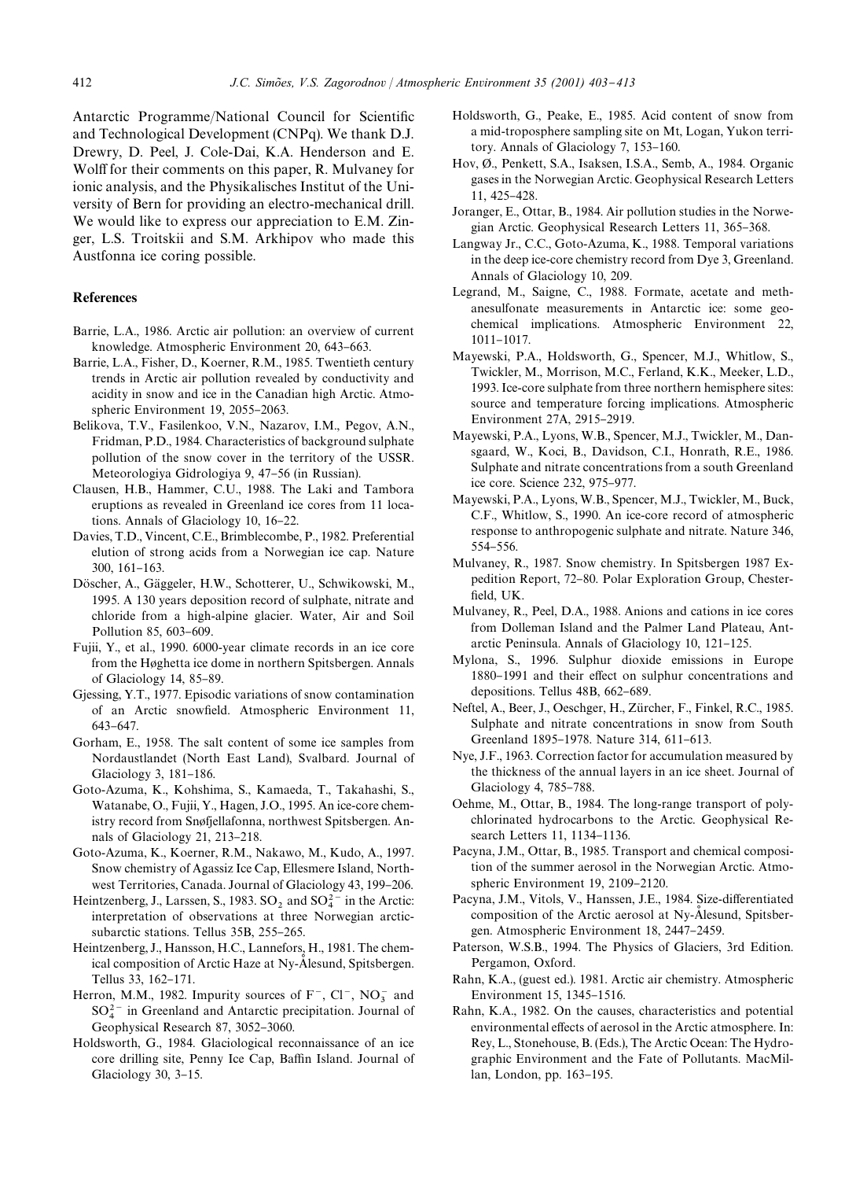Antarctic Programme/National Council for Scientific and Technological Development (CNPq). We thank D.J. Drewry, D. Peel, J. Cole-Dai, K.A. Henderson and E. Wolff for their comments on this paper, R. Mulvaney for ionic analysis, and the Physikalisches Institut of the University of Bern for providing an electro-mechanical drill. We would like to express our appreciation to E.M. Zinger, L.S. Troitskii and S.M. Arkhipov who made this Austfonna ice coring possible.

## References

Barrie, L.A., 1986. Arctic air pollution: an overview of current knowledge. Atmospheric Environment 20, 643–663.

Barrie, L.A., Fisher, D., Koerner, R.M., 1985. Twentieth century trends in Arctic air pollution revealed by conductivity and acidity in snow and ice in the Canadian high Arctic. Atmospheric Environment 19, 2055–2063.

Belikova, T.V., Fasilenkoo, V.N., Nazarov, I.M., Pegov, A.N., Fridman, P.D., 1984. Characteristics of background sulphate pollution of the snow cover in the territory of the USSR. Meteorologiya Gidrologiya 9, 47–56 (in Russian).

Clausen, H.B., Hammer, C.U., 1988. The Laki and Tambora eruptions as revealed in Greenland ice cores from 11 locations. Annals of Glaciology 10, 16–22.

Davies, T.D., Vincent, C.E., Brimblecombe, P., 1982. Preferential elution of strong acids from a Norwegian ice cap. Nature 300, 161–163.

Döscher, A., Gäggeler, H.W., Schotterer, U., Schwikowski, M., 1995. A 130 years deposition record of sulphate, nitrate and chloride from a high-alpine glacier. Water, Air and Soil Pollution 85, 603–609.

Fujii, Y., et al., 1990. 6000-year climate records in an ice core from the Høghetta ice dome in northern Spitsbergen. Annals of Glaciology 14, 85–89.

Gjessing, Y.T., 1977. Episodic variations of snow contamination of an Arctic snowfield. Atmospheric Environment 11, 643–647.

Gorham, E., 1958. The salt content of some ice samples from Nordaustlandet (North East Land), Svalbard. Journal of Glaciology 3, 181–186.

Goto-Azuma, K., Kohshima, S., Kamaeda, T., Takahashi, S., Watanabe, O., Fujii, Y., Hagen, J.O., 1995. An ice-core chemistry record from Snøfjellafonna, northwest Spitsbergen. Annals of Glaciology 21, 213–218.

Goto-Azuma, K., Koerner, R.M., Nakawo, M., Kudo, A., 1997. Snow chemistry of Agassiz Ice Cap, Ellesmere Island, Northwest Territories, Canada. Journal of Glaciology 43, 199–206.

Heintzenberg, J., Larssen, S., 1983. $SO_2$ and $SO_4^{2-}$ in the Arctic: interpretation of observations at three Norwegian arctic-subarctic stations. Tellus 35B, 255–265.

Heintzenberg, J., Hansson, H.C., Lannefors, H., 1981. The chemical composition of Arctic Haze at Ny-Ålesund, Spitsbergen. Tellus 33, 162–171.

Herron, M.M., 1982. Impurity sources of $F^-$, $Cl^-$, $NO_3^-$ and $SO_4^{2-}$ in Greenland and Antarctic precipitation. Journal of Geophysical Research 87, 3052–3060.

Holdsworth, G., 1984. Glaciological reconnaissance of an ice core drilling site, Penny Ice Cap, Baffin Island. Journal of Glaciology 30, 3–15.

Holdsworth, G., Peake, E., 1985. Acid content of snow from a mid-troposphere sampling site on Mt, Logan, Yukon territory. Annals of Glaciology 7, 153–160.

Hov, Ø., Penkett, S.A., Isaksen, I.S.A., Semb, A., 1984. Organic gases in the Norwegian Arctic. Geophysical Research Letters 11, 425–428.

Joranger, E., Ottar, B., 1984. Air pollution studies in the Norwegian Arctic. Geophysical Research Letters 11, 365–368.

Langway Jr., C.C., Goto-Azuma, K., 1988. Temporal variations in the deep ice-core chemistry record from Dye 3, Greenland. Annals of Glaciology 10, 209.

Legrand, M., Saigne, C., 1988. Formate, acetate and methanesulfonate measurements in Antarctic ice: some geochemical implications. Atmospheric Environment 22, 1011–1017.

Mayewski, P.A., Holdsworth, G., Spencer, M.J., Whitlow, S., Twickler, M., Morrison, M.C., Ferland, K.K., Meeker, L.D., 1993. Ice-core sulphate from three northern hemisphere sites: source and temperature forcing implications. Atmospheric Environment 27A, 2915–2919.

Mayewski, P.A., Lyons, W.B., Spencer, M.J., Twickler, M., Dansgaard, W., Koci, B., Davidson, C.I., Honrath, R.E., 1986. Sulphate and nitrate concentrations from a south Greenland ice core. Science 232, 975–977.

Mayewski, P.A., Lyons, W.B., Spencer, M.J., Twickler, M., Buck, C.F., Whitlow, S., 1990. An ice-core record of atmospheric response to anthropogenic sulphate and nitrate. Nature 346, 554–556.

Mulvaney, R., 1987. Snow chemistry. In Spitsbergen 1987 Expedition Report, 72–80. Polar Exploration Group, Chesterfield, UK.

Mulvaney, R., Peel, D.A., 1988. Anions and cations in ice cores from Dolleman Island and the Palmer Land Plateau, Antarctic Peninsula. Annals of Glaciology 10, 121–125.

Mylona, S., 1996. Sulphur dioxide emissions in Europe 1880–1991 and their effect on sulphur concentrations and depositions. Tellus 48B, 662–689.

Neftel, A., Beer, J., Oeschger, H., Zürcher, F., Finkel, R.C., 1985. Sulphate and nitrate concentrations in snow from South Greenland 1895–1978. Nature 314, 611–613.

Nye, J.F., 1963. Correction factor for accumulation measured by the thickness of the annual layers in an ice sheet. Journal of Glaciology 4, 785–788.

Oehme, M., Ottar, B., 1984. The long-range transport of polychlorinated hydrocarbons to the Arctic. Geophysical Research Letters 11, 1134–1136.

Pacyna, J.M., Ottar, B., 1985. Transport and chemical composition of the summer aerosol in the Norwegian Arctic. Atmospheric Environment 19, 2109–2120.

Pacyna, J.M., Vitols, V., Hanssen, J.E., 1984. Size-differentiated composition of the Arctic aerosol at Ny-Ålesund, Spitsbergen. Atmospheric Environment 18, 2447–2459.

Paterson, W.S.B., 1994. The Physics of Glaciers, 3rd Edition. Pergamon, Oxford.

Rahn, K.A., (guest ed.). 1981. Arctic air chemistry. Atmospheric Environment 15, 1345–1516.

Rahn, K.A., 1982. On the causes, characteristics and potential environmental effects of aerosol in the Arctic atmosphere. In: Rey, L., Stonehouse, B. (Eds.), The Arctic Ocean: The Hydrographic Environment and the Fate of Pollutants. MacMillan, London, pp. 163–195.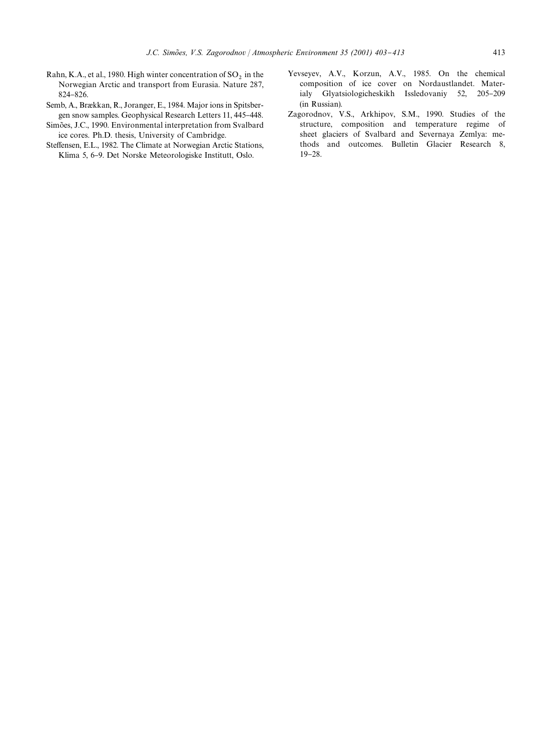Rahn, K.A., et al., 1980. High winter concentration of $SO_2$ in the Norwegian Arctic and transport from Eurasia. Nature 287, 824–826.

Semb, A., Brækkan, R., Joranger, E., 1984. Major ions in Spitsbergen snow samples. Geophysical Research Letters 11, 445–448.

Simões, J.C., 1990. Environmental interpretation from Svalbard ice cores. Ph.D. thesis, University of Cambridge.

Steffensen, E.L., 1982. The Climate at Norwegian Arctic Stations, Klima 5, 6–9. Det Norske Meteorologiske Institutt, Oslo.

Yevseyev, A.V., Korzun, A.V., 1985. On the chemical composition of ice cover on Nordaustlandet. Materialy Glyatsiologicheskikh Issledovaniy 52, 205–209 (in Russian).

Zagorodnov, V.S., Arkhipov, S.M., 1990. Studies of the structure, composition and temperature regime of sheet glaciers of Svalbard and Severnaya Zemlya: methods and outcomes. Bulletin Glacier Research 8, 19–28.